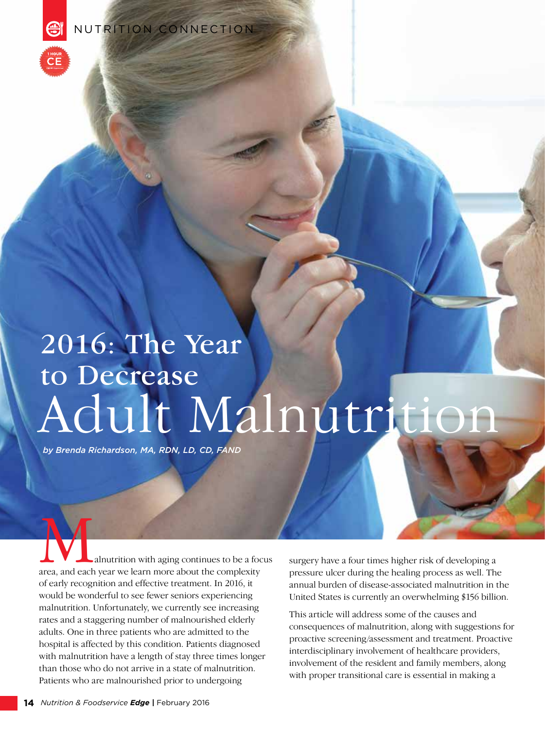NUTRITION CONNECTION

1 HOUR CE

# 2016: The Year to Decrease Adult Malnutrition

*by Brenda Richardson, MA, RDN, LD, CD, FAND*

Malnutrition with aging continues to be a focus area, and each year we learn more about the complexity of early recognition and effective treatment. In 2016, it would be wonderful to see fewer seniors experiencing malnutrition. Unfortunately, we currently see increasing rates and a staggering number of malnourished elderly adults. One in three patients who are admitted to the hospital is affected by this condition. Patients diagnosed with malnutrition have a length of stay three times longer than those who do not arrive in a state of malnutrition. Patients who are malnourished prior to undergoing surgery have a four times higher risk of developing a pressure ulcer during the healing process as well. The annual burden of disease-associated malnutrition in the United States is currently an overwhelming $156 billion.

This article will address some of the causes and consequences of malnutrition, along with suggestions for proactive screening/assessment and treatment. Proactive interdisciplinary involvement of healthcare providers, involvement of the resident and family members, along with proper transitional care is essential in making a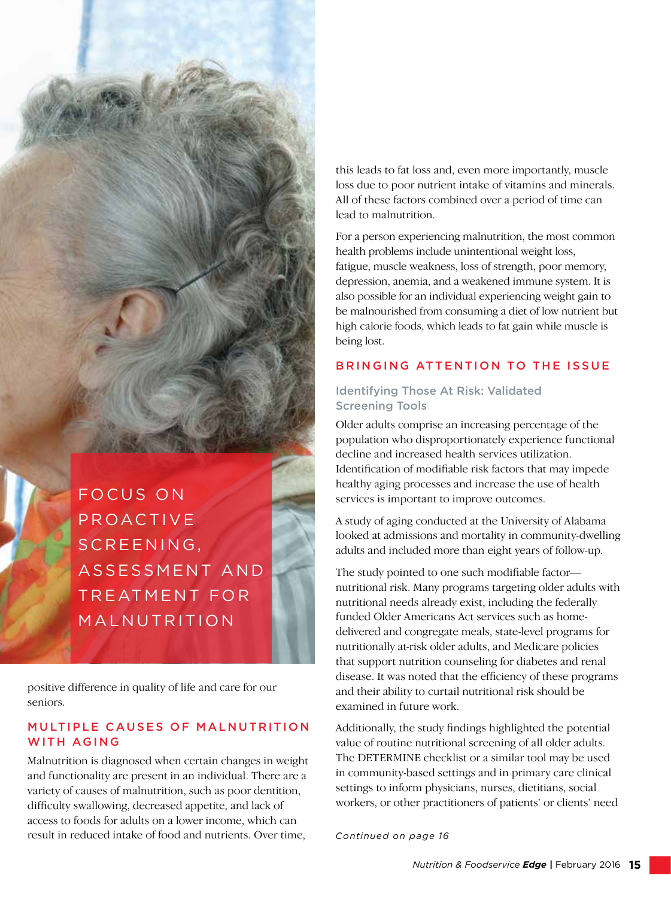# FOCUS ON PROACTIVE SCREENING, ASSESSMENT AND TREATMENT FOR MALNUTRITION

positive difference in quality of life and care for our seniors.

## MULTIPLE CAUSES OF MALNUTRITION WITH AGING

Malnutrition is diagnosed when certain changes in weight and functionality are present in an individual. There are a variety of causes of malnutrition, such as poor dentition, difficulty swallowing, decreased appetite, and lack of access to foods for adults on a lower income, which can result in reduced intake of food and nutrients. Over time, this leads to fat loss and, even more importantly, muscle loss due to poor nutrient intake of vitamins and minerals. All of these factors combined over a period of time can lead to malnutrition.

For a person experiencing malnutrition, the most common health problems include unintentional weight loss, fatigue, muscle weakness, loss of strength, poor memory, depression, anemia, and a weakened immune system. It is also possible for an individual experiencing weight gain to be malnourished from consuming a diet of low nutrient but high calorie foods, which leads to fat gain while muscle is being lost.

## BRINGING ATTENTION TO THE ISSUE

### Identifying Those At Risk: Validated Screening Tools

Older adults comprise an increasing percentage of the population who disproportionately experience functional decline and increased health services utilization. Identification of modifiable risk factors that may impede healthy aging processes and increase the use of health services is important to improve outcomes.

A study of aging conducted at the University of Alabama looked at admissions and mortality in community-dwelling adults and included more than eight years of follow-up.

The study pointed to one such modifiable factor—nutritional risk. Many programs targeting older adults with nutritional needs already exist, including the federally funded Older Americans Act services such as home-delivered and congregate meals, state-level programs for nutritionally at-risk older adults, and Medicare policies that support nutrition counseling for diabetes and renal disease. It was noted that the efficiency of these programs and their ability to curtail nutritional risk should be examined in future work.

Additionally, the study findings highlighted the potential value of routine nutritional screening of all older adults. The DETERMINE checklist or a similar tool may be used in community-based settings and in primary care clinical settings to inform physicians, nurses, dietitians, social workers, or other practitioners of patients' or clients' need

*Continued on page 16*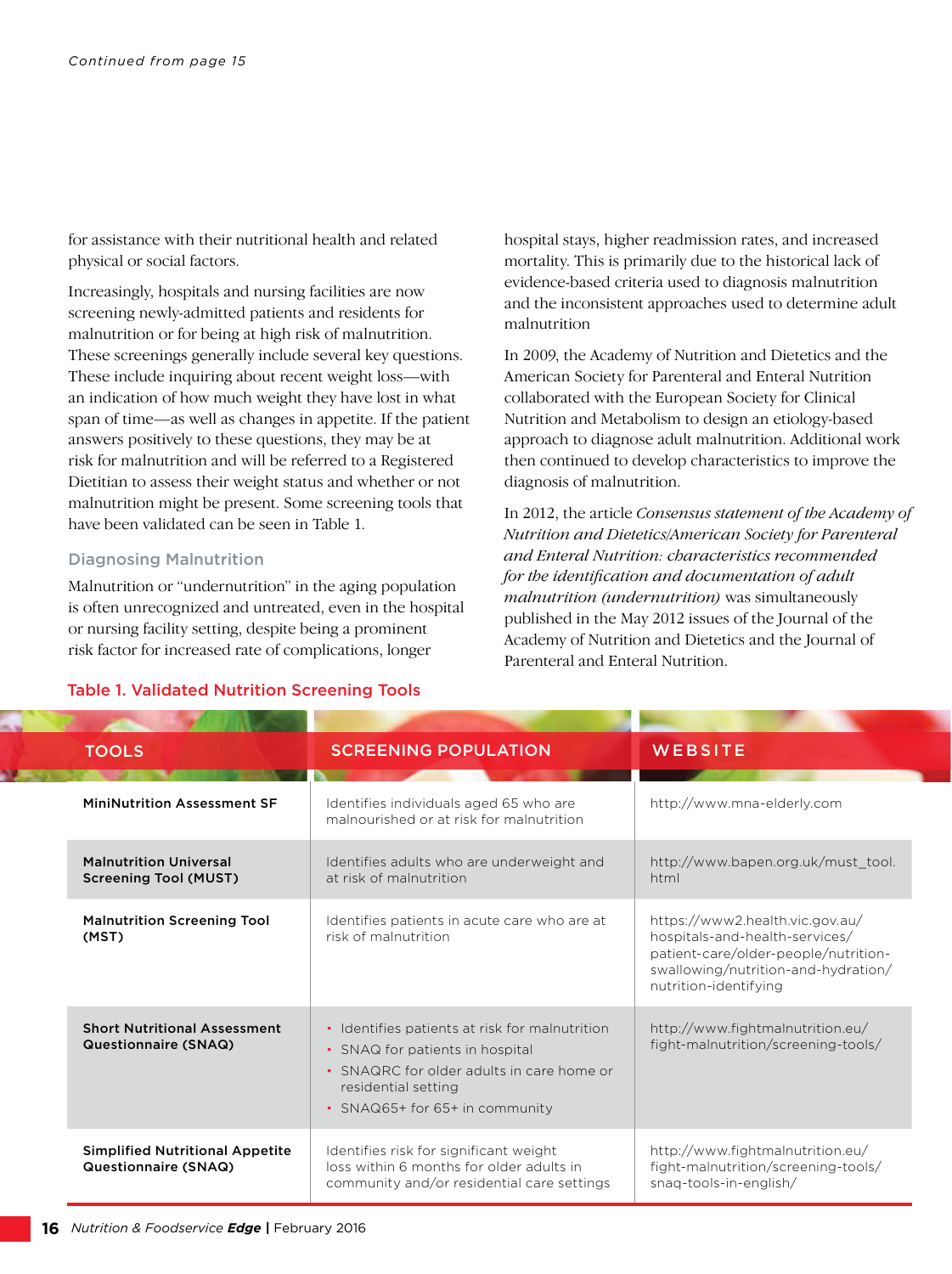*Continued from page 15*

for assistance with their nutritional health and related physical or social factors.

Increasingly, hospitals and nursing facilities are now screening newly-admitted patients and residents for malnutrition or for being at high risk of malnutrition. These screenings generally include several key questions. These include inquiring about recent weight loss—with an indication of how much weight they have lost in what span of time—as well as changes in appetite. If the patient answers positively to these questions, they may be at risk for malnutrition and will be referred to a Registered Dietitian to assess their weight status and whether or not malnutrition might be present. Some screening tools that have been validated can be seen in Table 1.

### Diagnosing Malnutrition

Malnutrition or "undernutrition" in the aging population is often unrecognized and untreated, even in the hospital or nursing facility setting, despite being a prominent risk factor for increased rate of complications, longer hospital stays, higher readmission rates, and increased mortality. This is primarily due to the historical lack of evidence-based criteria used to diagnosis malnutrition and the inconsistent approaches used to determine adult malnutrition

In 2009, the Academy of Nutrition and Dietetics and the American Society for Parenteral and Enteral Nutrition collaborated with the European Society for Clinical Nutrition and Metabolism to design an etiology-based approach to diagnose adult malnutrition. Additional work then continued to develop characteristics to improve the diagnosis of malnutrition.

In 2012, the article *Consensus statement of the Academy of Nutrition and Dietetics/American Society for Parenteral and Enteral Nutrition: characteristics recommended for the identification and documentation of adult malnutrition (undernutrition)* was simultaneously published in the May 2012 issues of the Journal of the Academy of Nutrition and Dietetics and the Journal of Parenteral and Enteral Nutrition.

**Table 1. Validated Nutrition Screening Tools**

| TOOLS | SCREENING POPULATION | WEBSITE |
|---|---|---|
| **MiniNutrition Assessment SF** | Identifies individuals aged 65 who are malnourished or at risk for malnutrition | http://www.mna-elderly.com |
| **Malnutrition Universal Screening Tool (MUST)** | Identifies adults who are underweight and at risk of malnutrition | http://www.bapen.org.uk/must_tool.html |
| **Malnutrition Screening Tool (MST)** | Identifies patients in acute care who are at risk of malnutrition | https://www2.health.vic.gov.au/hospitals-and-health-services/patient-care/older-people/nutrition-swallowing/nutrition-and-hydration/nutrition-identifying |
| **Short Nutritional Assessment Questionnaire (SNAQ)** | • Identifies patients at risk for malnutrition<br>• SNAQ for patients in hospital<br>• SNAQRC for older adults in care home or residential setting<br>• SNAQ65+ for 65+ in community | http://www.fightmalnutrition.eu/fight-malnutrition/screening-tools/ |
| **Simplified Nutritional Appetite Questionnaire (SNAQ)** | Identifies risk for significant weight loss within 6 months for older adults in community and/or residential care settings | http://www.fightmalnutrition.eu/fight-malnutrition/screening-tools/snaq-tools-in-english/ |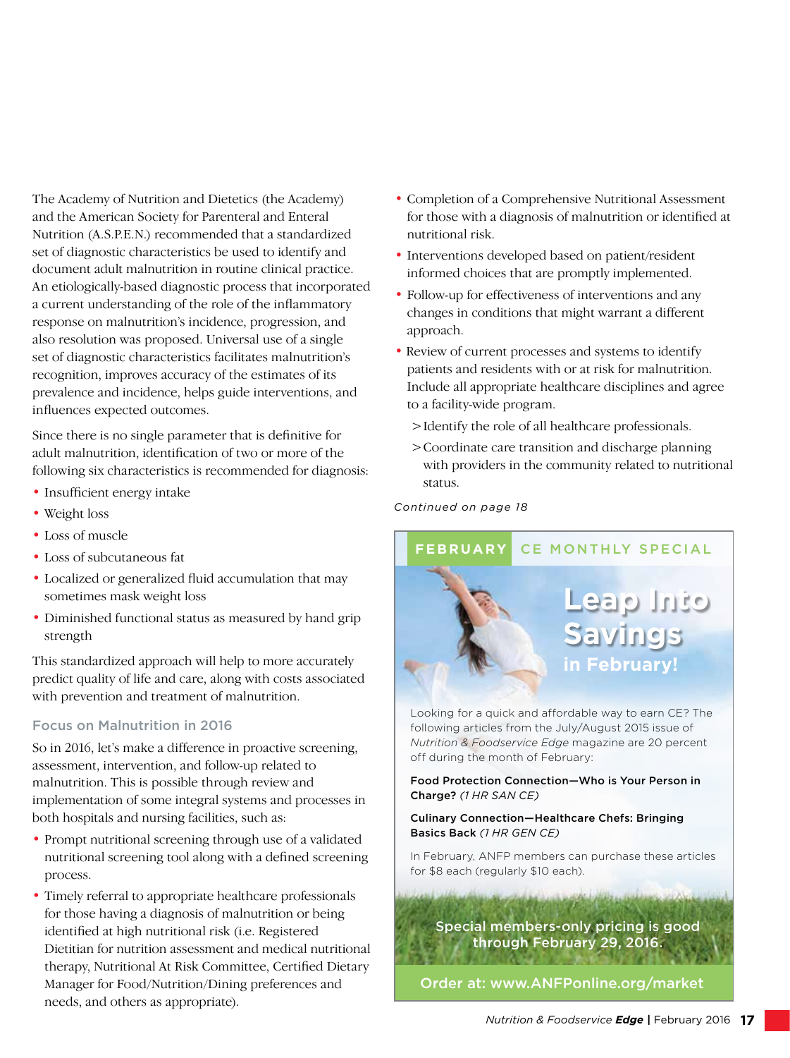The Academy of Nutrition and Dietetics (the Academy) and the American Society for Parenteral and Enteral Nutrition (A.S.P.E.N.) recommended that a standardized set of diagnostic characteristics be used to identify and document adult malnutrition in routine clinical practice. An etiologically-based diagnostic process that incorporated a current understanding of the role of the inflammatory response on malnutrition's incidence, progression, and also resolution was proposed. Universal use of a single set of diagnostic characteristics facilitates malnutrition's recognition, improves accuracy of the estimates of its prevalence and incidence, helps guide interventions, and influences expected outcomes.

Since there is no single parameter that is definitive for adult malnutrition, identification of two or more of the following six characteristics is recommended for diagnosis:

- Insufficient energy intake
- Weight loss
- Loss of muscle
- Loss of subcutaneous fat
- Localized or generalized fluid accumulation that may sometimes mask weight loss
- Diminished functional status as measured by hand grip strength

This standardized approach will help to more accurately predict quality of life and care, along with costs associated with prevention and treatment of malnutrition.

### Focus on Malnutrition in 2016

So in 2016, let's make a difference in proactive screening, assessment, intervention, and follow-up related to malnutrition. This is possible through review and implementation of some integral systems and processes in both hospitals and nursing facilities, such as:

- Prompt nutritional screening through use of a validated nutritional screening tool along with a defined screening process.
- Timely referral to appropriate healthcare professionals for those having a diagnosis of malnutrition or being identified at high nutritional risk (i.e. Registered Dietitian for nutrition assessment and medical nutritional therapy, Nutritional At Risk Committee, Certified Dietary Manager for Food/Nutrition/Dining preferences and needs, and others as appropriate).
- Completion of a Comprehensive Nutritional Assessment for those with a diagnosis of malnutrition or identified at nutritional risk.
- Interventions developed based on patient/resident informed choices that are promptly implemented.
- Follow-up for effectiveness of interventions and any changes in conditions that might warrant a different approach.
- Review of current processes and systems to identify patients and residents with or at risk for malnutrition. Include all appropriate healthcare disciplines and agree to a facility-wide program.
  - > Identify the role of all healthcare professionals.
  - > Coordinate care transition and discharge planning with providers in the community related to nutritional status.

*Continued on page 18*

---

**FEBRUARY CE MONTHLY SPECIAL**

## Leap Into Savings in February!

Looking for a quick and affordable way to earn CE? The following articles from the July/August 2015 issue of *Nutrition & Foodservice Edge* magazine are 20 percent off during the month of February:

**Food Protection Connection—Who is Your Person in Charge?** *(1 HR SAN CE)*

**Culinary Connection—Healthcare Chefs: Bringing Basics Back** *(1 HR GEN CE)*

In February, ANFP members can purchase these articles for $8 each (regularly $10 each).

Special members-only pricing is good through February 29, 2016.

Order at: www.ANFPonline.org/market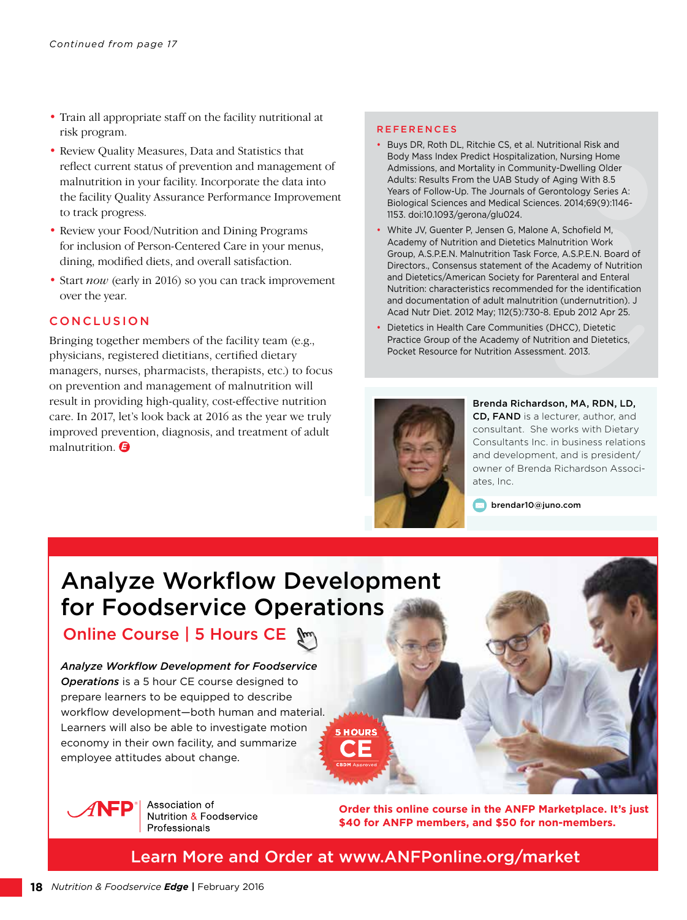*Continued from page 17*

- Train all appropriate staff on the facility nutritional at risk program.
- Review Quality Measures, Data and Statistics that reflect current status of prevention and management of malnutrition in your facility. Incorporate the data into the facility Quality Assurance Performance Improvement to track progress.
- Review your Food/Nutrition and Dining Programs for inclusion of Person-Centered Care in your menus, dining, modified diets, and overall satisfaction.
- Start *now* (early in 2016) so you can track improvement over the year.

## CONCLUSION

Bringing together members of the facility team (e.g., physicians, registered dietitians, certified dietary managers, nurses, pharmacists, therapists, etc.) to focus on prevention and management of malnutrition will result in providing high-quality, cost-effective nutrition care. In 2017, let's look back at 2016 as the year we truly improved prevention, diagnosis, and treatment of adult malnutrition.

## REFERENCES

- Buys DR, Roth DL, Ritchie CS, et al. Nutritional Risk and Body Mass Index Predict Hospitalization, Nursing Home Admissions, and Mortality in Community-Dwelling Older Adults: Results From the UAB Study of Aging With 8.5 Years of Follow-Up. The Journals of Gerontology Series A: Biological Sciences and Medical Sciences. 2014;69(9):1146-1153. doi:10.1093/gerona/glu024.
- White JV, Guenter P, Jensen G, Malone A, Schofield M, Academy of Nutrition and Dietetics Malnutrition Work Group, A.S.P.E.N. Malnutrition Task Force, A.S.P.E.N. Board of Directors., Consensus statement of the Academy of Nutrition and Dietetics/American Society for Parenteral and Enteral Nutrition: characteristics recommended for the identification and documentation of adult malnutrition (undernutrition). J Acad Nutr Diet. 2012 May; 112(5):730-8. Epub 2012 Apr 25.
- Dietetics in Health Care Communities (DHCC), Dietetic Practice Group of the Academy of Nutrition and Dietetics, Pocket Resource for Nutrition Assessment. 2013.

**Brenda Richardson, MA, RDN, LD, CD, FAND** is a lecturer, author, and consultant. She works with Dietary Consultants Inc. in business relations and development, and is president/owner of Brenda Richardson Associates, Inc.

brendar10@juno.com

# Analyze Workflow Development for Foodservice Operations

## Online Course | 5 Hours CE

***Analyze Workflow Development for Foodservice Operations*** is a 5 hour CE course designed to prepare learners to be equipped to describe workflow development—both human and material. Learners will also be able to investigate motion economy in their own facility, and summarize employee attitudes about change.

5 HOURS CE CBDM Approved

ANFP Association of Nutrition & Foodservice Professionals

**Order this online course in the ANFP Marketplace. It's just $40 for ANFP members, and $50 for non-members.**

Learn More and Order at www.ANFPonline.org/market